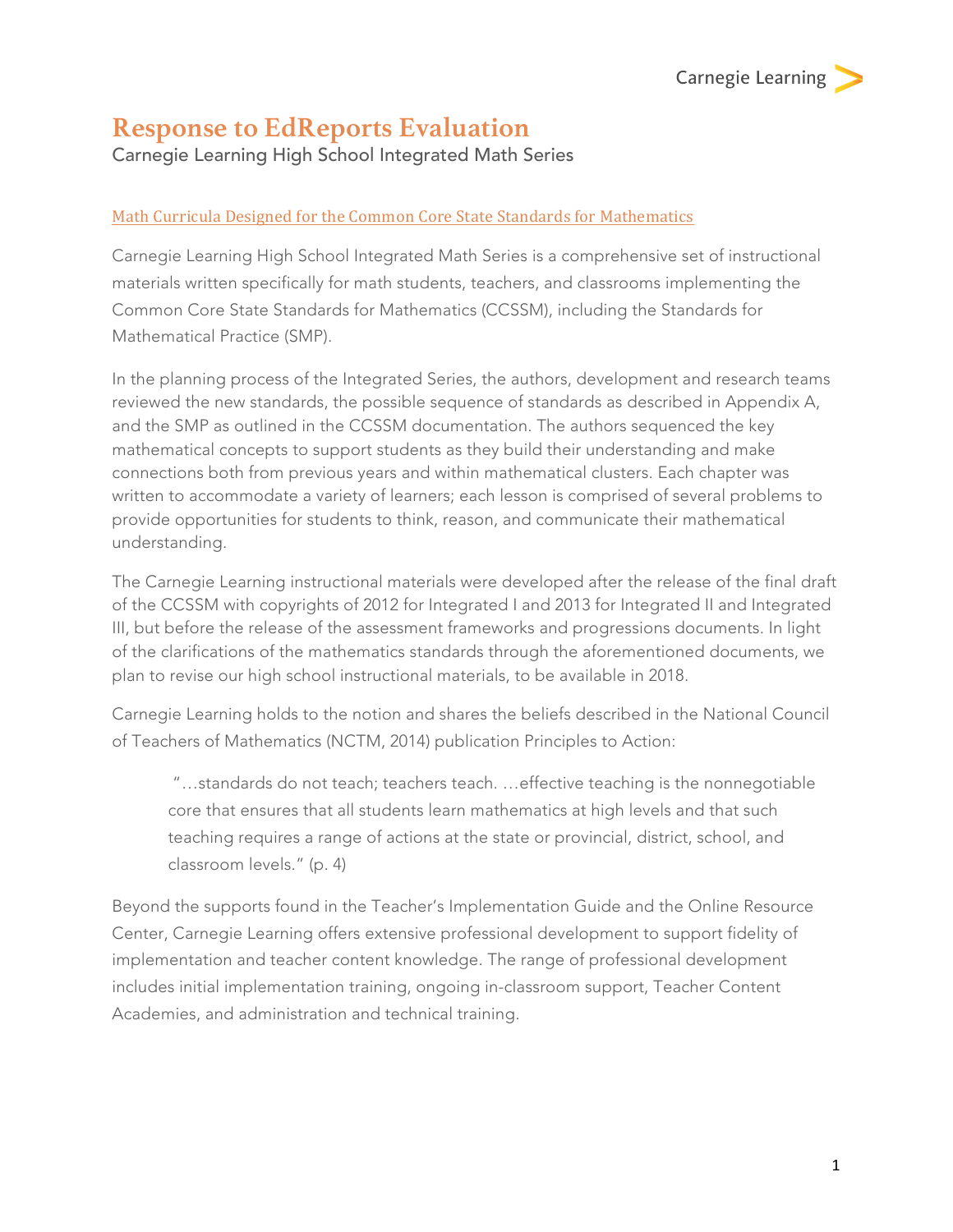# Response to EdReports Evaluation

Carnegie Learning High School Integrated Math Series

## Math Curricula Designed for the Common Core State Standards for Mathematics

Carnegie Learning High School Integrated Math Series is a comprehensive set of instructional materials written specifically for math students, teachers, and classrooms implementing the Common Core State Standards for Mathematics (CCSSM), including the Standards for Mathematical Practice (SMP).

In the planning process of the Integrated Series, the authors, development and research teams reviewed the new standards, the possible sequence of standards as described in Appendix A, and the SMP as outlined in the CCSSM documentation. The authors sequenced the key mathematical concepts to support students as they build their understanding and make connections both from previous years and within mathematical clusters. Each chapter was written to accommodate a variety of learners; each lesson is comprised of several problems to provide opportunities for students to think, reason, and communicate their mathematical understanding.

The Carnegie Learning instructional materials were developed after the release of the final draft of the CCSSM with copyrights of 2012 for Integrated I and 2013 for Integrated II and Integrated III, but before the release of the assessment frameworks and progressions documents. In light of the clarifications of the mathematics standards through the aforementioned documents, we plan to revise our high school instructional materials, to be available in 2018.

Carnegie Learning holds to the notion and shares the beliefs described in the National Council of Teachers of Mathematics (NCTM, 2014) publication Principles to Action:

> "…standards do not teach; teachers teach. …effective teaching is the nonnegotiable core that ensures that all students learn mathematics at high levels and that such teaching requires a range of actions at the state or provincial, district, school, and classroom levels." (p. 4)

Beyond the supports found in the Teacher's Implementation Guide and the Online Resource Center, Carnegie Learning offers extensive professional development to support fidelity of implementation and teacher content knowledge. The range of professional development includes initial implementation training, ongoing in-classroom support, Teacher Content Academies, and administration and technical training.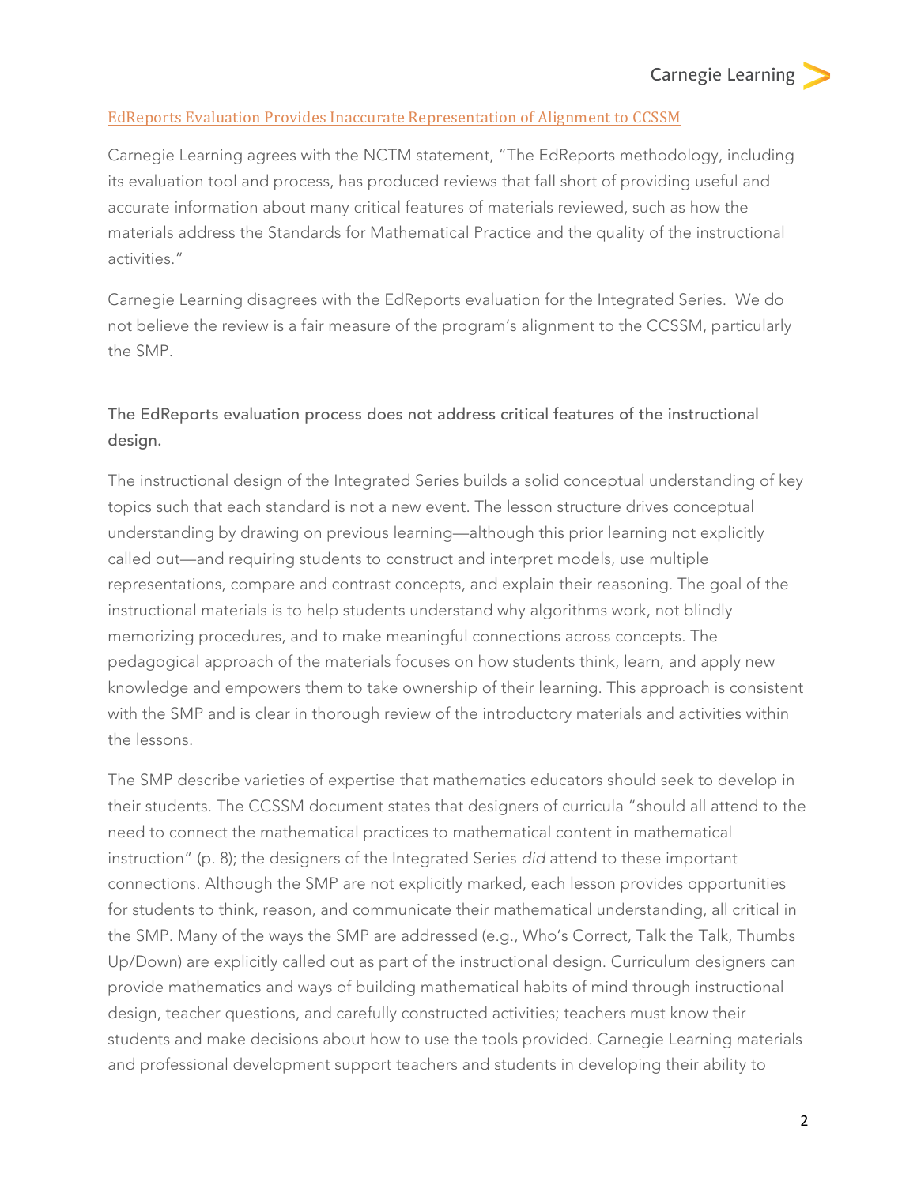[EdReports Evaluation Provides Inaccurate Representation of Alignment to CCSSM]

Carnegie Learning agrees with the NCTM statement, "The EdReports methodology, including its evaluation tool and process, has produced reviews that fall short of providing useful and accurate information about many critical features of materials reviewed, such as how the materials address the Standards for Mathematical Practice and the quality of the instructional activities."

Carnegie Learning disagrees with the EdReports evaluation for the Integrated Series. We do not believe the review is a fair measure of the program's alignment to the CCSSM, particularly the SMP.

### The EdReports evaluation process does not address critical features of the instructional design.

The instructional design of the Integrated Series builds a solid conceptual understanding of key topics such that each standard is not a new event. The lesson structure drives conceptual understanding by drawing on previous learning—although this prior learning not explicitly called out—and requiring students to construct and interpret models, use multiple representations, compare and contrast concepts, and explain their reasoning. The goal of the instructional materials is to help students understand why algorithms work, not blindly memorizing procedures, and to make meaningful connections across concepts. The pedagogical approach of the materials focuses on how students think, learn, and apply new knowledge and empowers them to take ownership of their learning. This approach is consistent with the SMP and is clear in thorough review of the introductory materials and activities within the lessons.

The SMP describe varieties of expertise that mathematics educators should seek to develop in their students. The CCSSM document states that designers of curricula "should all attend to the need to connect the mathematical practices to mathematical content in mathematical instruction" (p. 8); the designers of the Integrated Series *did* attend to these important connections. Although the SMP are not explicitly marked, each lesson provides opportunities for students to think, reason, and communicate their mathematical understanding, all critical in the SMP. Many of the ways the SMP are addressed (e.g., Who's Correct, Talk the Talk, Thumbs Up/Down) are explicitly called out as part of the instructional design. Curriculum designers can provide mathematics and ways of building mathematical habits of mind through instructional design, teacher questions, and carefully constructed activities; teachers must know their students and make decisions about how to use the tools provided. Carnegie Learning materials and professional development support teachers and students in developing their ability to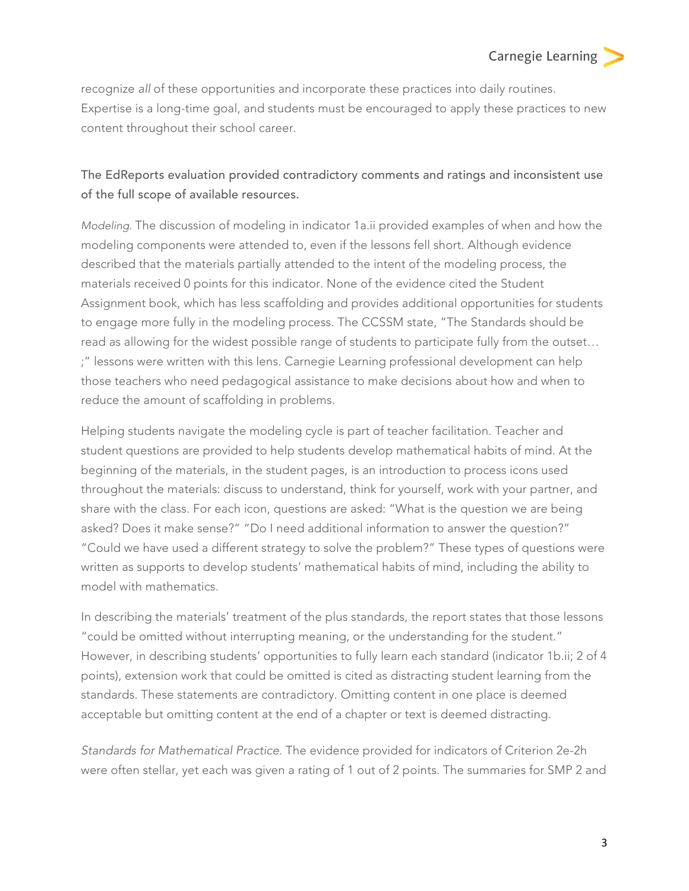recognize *all* of these opportunities and incorporate these practices into daily routines. Expertise is a long-time goal, and students must be encouraged to apply these practices to new content throughout their school career.

## The EdReports evaluation provided contradictory comments and ratings and inconsistent use of the full scope of available resources.

*Modeling.* The discussion of modeling in indicator 1a.ii provided examples of when and how the modeling components were attended to, even if the lessons fell short. Although evidence described that the materials partially attended to the intent of the modeling process, the materials received 0 points for this indicator. None of the evidence cited the Student Assignment book, which has less scaffolding and provides additional opportunities for students to engage more fully in the modeling process. The CCSSM state, "The Standards should be read as allowing for the widest possible range of students to participate fully from the outset… ;" lessons were written with this lens. Carnegie Learning professional development can help those teachers who need pedagogical assistance to make decisions about how and when to reduce the amount of scaffolding in problems.

Helping students navigate the modeling cycle is part of teacher facilitation. Teacher and student questions are provided to help students develop mathematical habits of mind. At the beginning of the materials, in the student pages, is an introduction to process icons used throughout the materials: discuss to understand, think for yourself, work with your partner, and share with the class. For each icon, questions are asked: "What is the question we are being asked? Does it make sense?" "Do I need additional information to answer the question?" "Could we have used a different strategy to solve the problem?" These types of questions were written as supports to develop students' mathematical habits of mind, including the ability to model with mathematics.

In describing the materials' treatment of the plus standards, the report states that those lessons "could be omitted without interrupting meaning, or the understanding for the student." However, in describing students' opportunities to fully learn each standard (indicator 1b.ii; 2 of 4 points), extension work that could be omitted is cited as distracting student learning from the standards. These statements are contradictory. Omitting content in one place is deemed acceptable but omitting content at the end of a chapter or text is deemed distracting.

*Standards for Mathematical Practice.* The evidence provided for indicators of Criterion 2e-2h were often stellar, yet each was given a rating of 1 out of 2 points. The summaries for SMP 2 and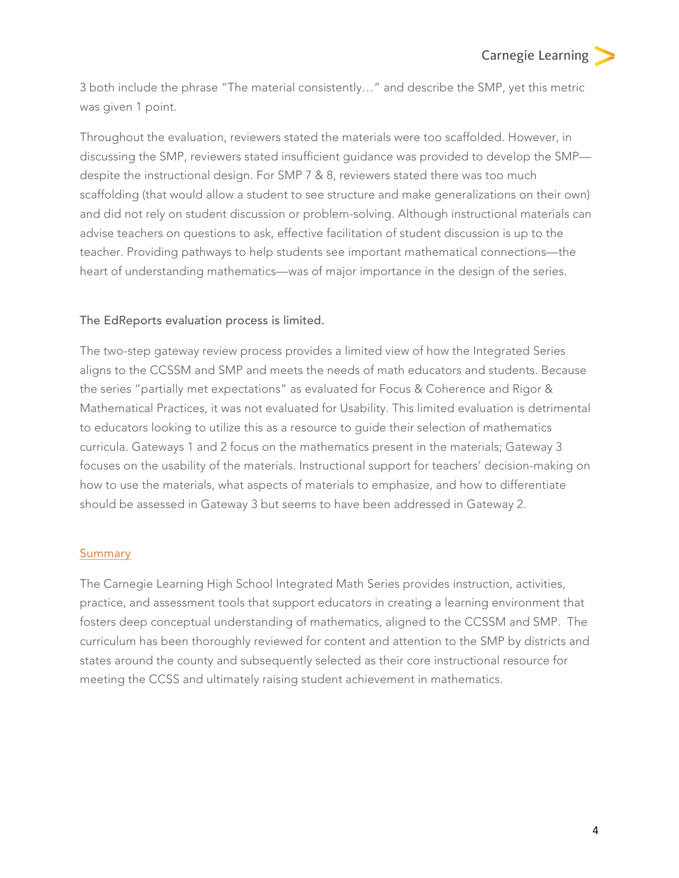3 both include the phrase "The material consistently…" and describe the SMP, yet this metric was given 1 point.

Throughout the evaluation, reviewers stated the materials were too scaffolded. However, in discussing the SMP, reviewers stated insufficient guidance was provided to develop the SMP—despite the instructional design. For SMP 7 & 8, reviewers stated there was too much scaffolding (that would allow a student to see structure and make generalizations on their own) and did not rely on student discussion or problem-solving. Although instructional materials can advise teachers on questions to ask, effective facilitation of student discussion is up to the teacher. Providing pathways to help students see important mathematical connections—the heart of understanding mathematics—was of major importance in the design of the series.

### The EdReports evaluation process is limited.

The two-step gateway review process provides a limited view of how the Integrated Series aligns to the CCSSM and SMP and meets the needs of math educators and students. Because the series "partially met expectations" as evaluated for Focus & Coherence and Rigor & Mathematical Practices, it was not evaluated for Usability. This limited evaluation is detrimental to educators looking to utilize this as a resource to guide their selection of mathematics curricula. Gateways 1 and 2 focus on the mathematics present in the materials; Gateway 3 focuses on the usability of the materials. Instructional support for teachers' decision-making on how to use the materials, what aspects of materials to emphasize, and how to differentiate should be assessed in Gateway 3 but seems to have been addressed in Gateway 2.

## Summary

The Carnegie Learning High School Integrated Math Series provides instruction, activities, practice, and assessment tools that support educators in creating a learning environment that fosters deep conceptual understanding of mathematics, aligned to the CCSSM and SMP. The curriculum has been thoroughly reviewed for content and attention to the SMP by districts and states around the county and subsequently selected as their core instructional resource for meeting the CCSS and ultimately raising student achievement in mathematics.